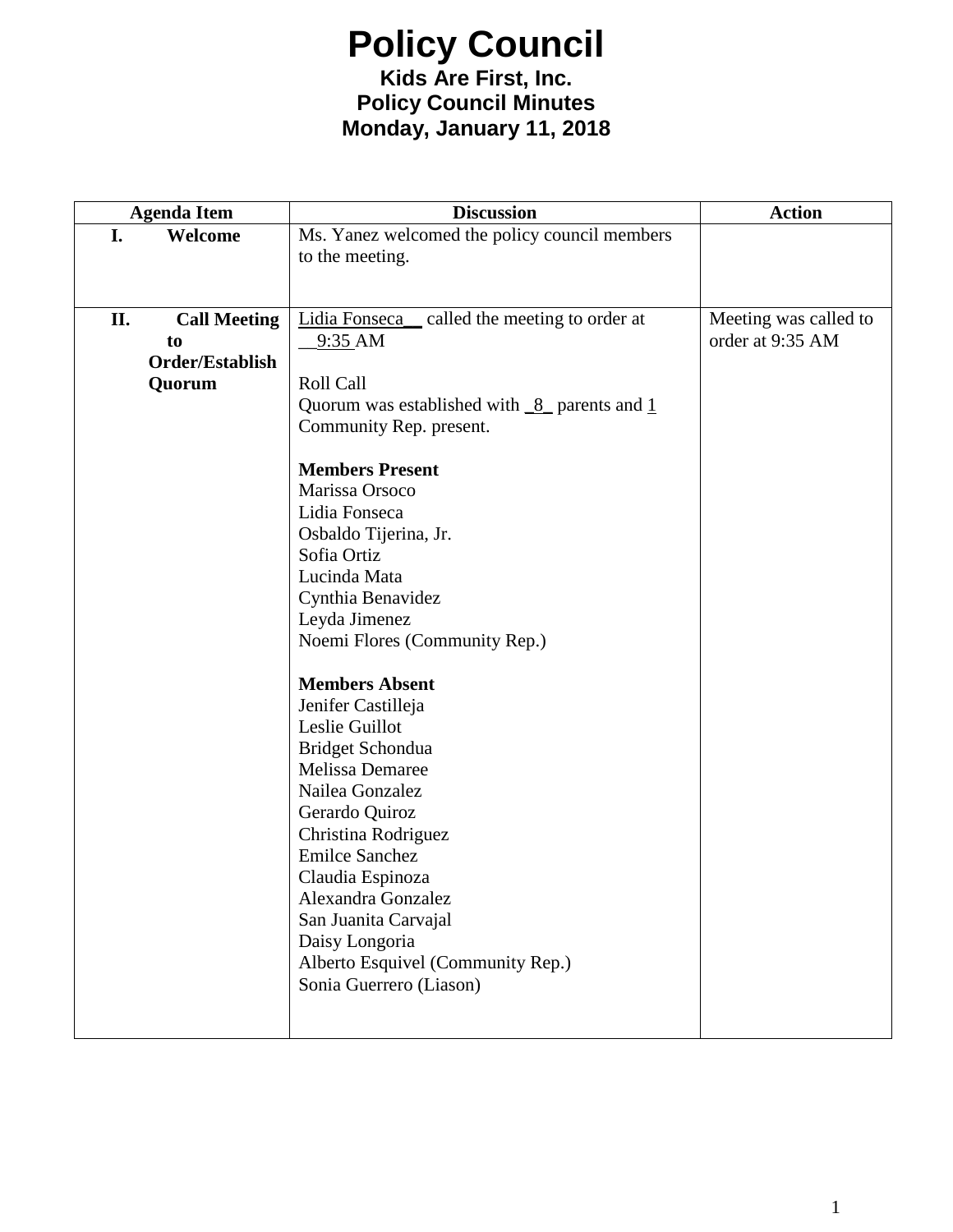# Policy Council

**Kids Are First, Inc.**
**Policy Council Minutes**
**Monday, January 11, 2018**

| Agenda Item | Discussion | Action |
|---|---|---|
| **I. Welcome** | Ms. Yanez welcomed the policy council members to the meeting. | |
| **II. Call Meeting to Order/Establish Quorum** | Lidia Fonseca__ called the meeting to order at __9:35 AM<br><br>Roll Call<br>Quorum was established with _8_ parents and 1 Community Rep. present.<br><br>**Members Present**<br>Marissa Orsoco<br>Lidia Fonseca<br>Osbaldo Tijerina, Jr.<br>Sofia Ortiz<br>Lucinda Mata<br>Cynthia Benavidez<br>Leyda Jimenez<br>Noemi Flores (Community Rep.)<br><br>**Members Absent**<br>Jenifer Castilleja<br>Leslie Guillot<br>Bridget Schondua<br>Melissa Demaree<br>Nailea Gonzalez<br>Gerardo Quiroz<br>Christina Rodriguez<br>Emilce Sanchez<br>Claudia Espinoza<br>Alexandra Gonzalez<br>San Juanita Carvajal<br>Daisy Longoria<br>Alberto Esquivel (Community Rep.)<br>Sonia Guerrero (Liason) | Meeting was called to order at 9:35 AM |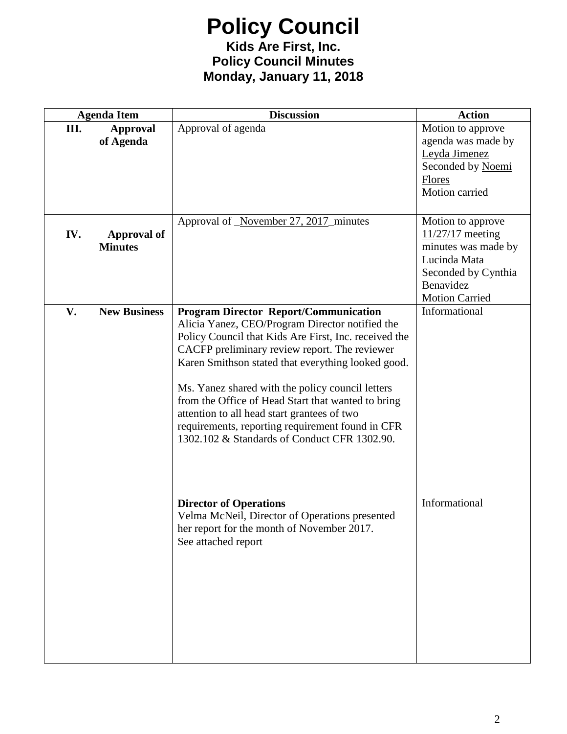# Policy Council

**Kids Are First, Inc.**
**Policy Council Minutes**
**Monday, January 11, 2018**

| Agenda Item | Discussion | Action |
|---|---|---|
| **III. Approval of Agenda** | Approval of agenda | Motion to approve agenda was made by Leyda Jimenez Seconded by Noemi Flores Motion carried |
| **IV. Approval of Minutes** | Approval of _November 27, 2017_minutes | Motion to approve 11/27/17 meeting minutes was made by Lucinda Mata Seconded by Cynthia Benavidez Motion Carried |
| **V. New Business** | **Program Director Report/Communication** Alicia Yanez, CEO/Program Director notified the Policy Council that Kids Are First, Inc. received the CACFP preliminary review report. The reviewer Karen Smithson stated that everything looked good.<br><br>Ms. Yanez shared with the policy council letters from the Office of Head Start that wanted to bring attention to all head start grantees of two requirements, reporting requirement found in CFR 1302.102 & Standards of Conduct CFR 1302.90. | Informational |
| | **Director of Operations** Velma McNeil, Director of Operations presented her report for the month of November 2017. See attached report | Informational |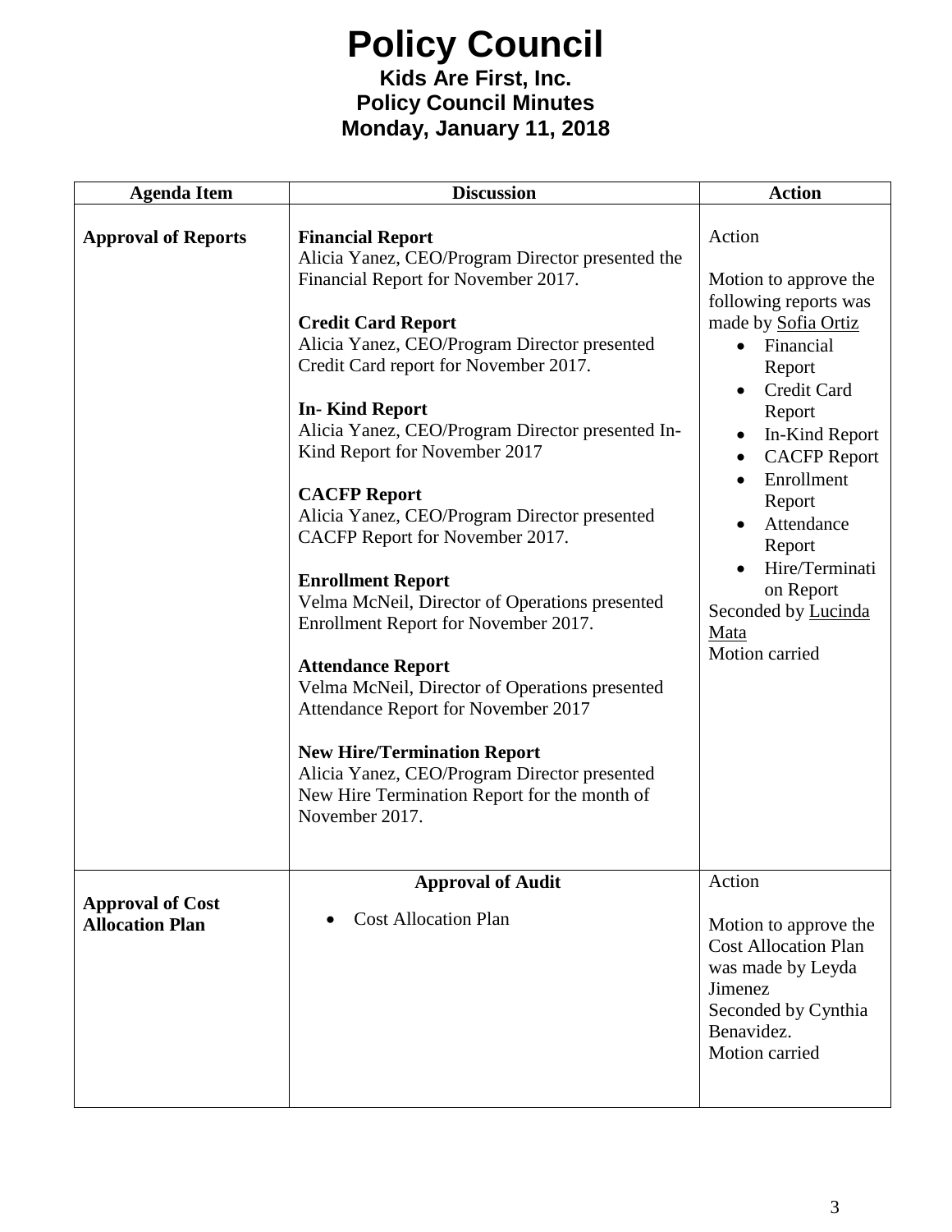# Policy Council

**Kids Are First, Inc.**
**Policy Council Minutes**
**Monday, January 11, 2018**

| Agenda Item | Discussion | Action |
|---|---|---|
| **Approval of Reports** | **Financial Report**<br>Alicia Yanez, CEO/Program Director presented the Financial Report for November 2017.<br><br>**Credit Card Report**<br>Alicia Yanez, CEO/Program Director presented Credit Card report for November 2017.<br><br>**In- Kind Report**<br>Alicia Yanez, CEO/Program Director presented In-Kind Report for November 2017<br><br>**CACFP Report**<br>Alicia Yanez, CEO/Program Director presented CACFP Report for November 2017.<br><br>**Enrollment Report**<br>Velma McNeil, Director of Operations presented Enrollment Report for November 2017.<br><br>**Attendance Report**<br>Velma McNeil, Director of Operations presented Attendance Report for November 2017<br><br>**New Hire/Termination Report**<br>Alicia Yanez, CEO/Program Director presented New Hire Termination Report for the month of November 2017. | Action<br><br>Motion to approve the following reports was made by Sofia Ortiz<br>• Financial Report<br>• Credit Card Report<br>• In-Kind Report<br>• CACFP Report<br>• Enrollment Report<br>• Attendance Report<br>• Hire/Termination Report<br>Seconded by Lucinda Mata<br>Motion carried |
| **Approval of Cost Allocation Plan** | **Approval of Audit**<br>• Cost Allocation Plan | Action<br><br>Motion to approve the Cost Allocation Plan was made by Leyda Jimenez<br>Seconded by Cynthia Benavidez.<br>Motion carried |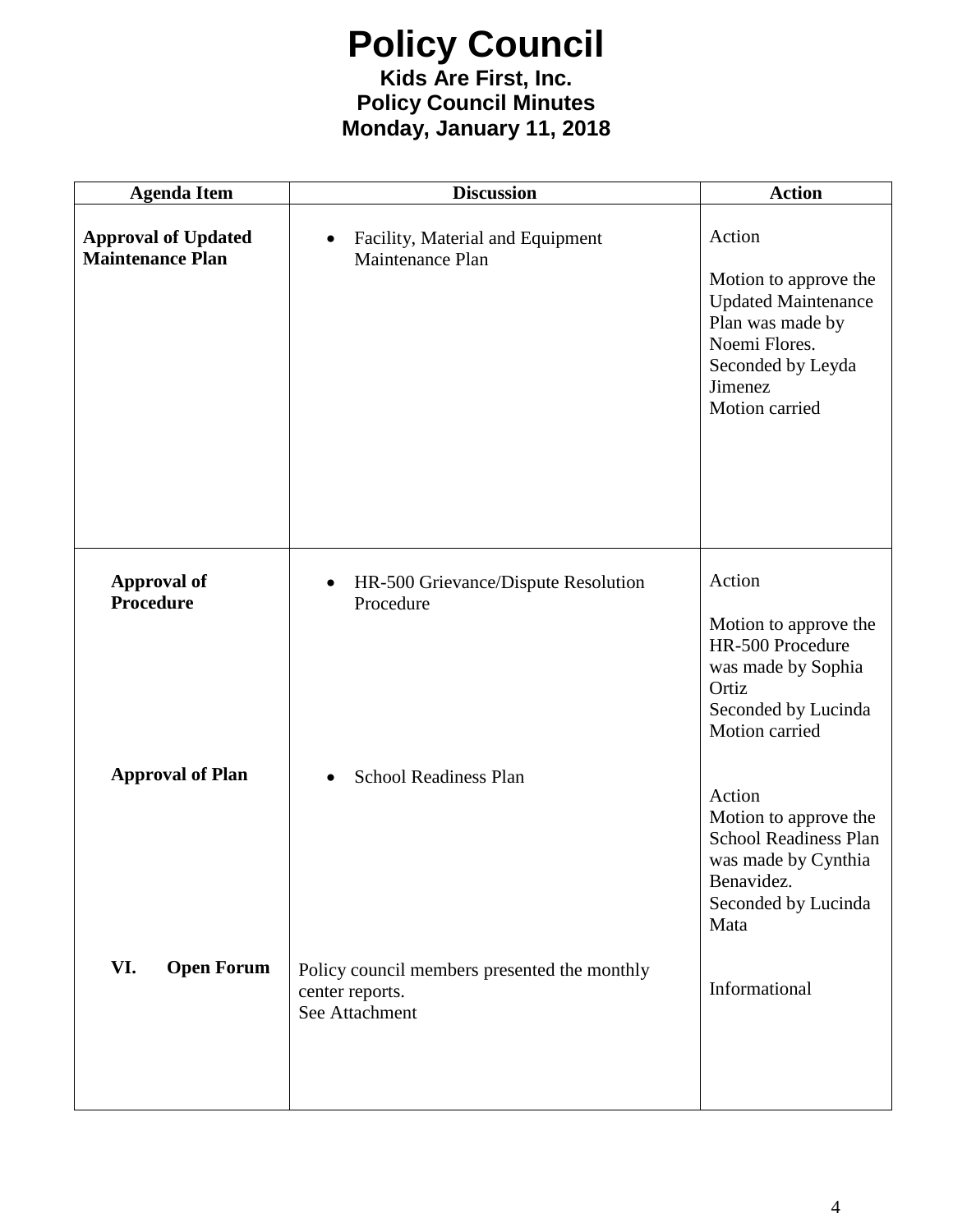# Policy Council

**Kids Are First, Inc.**
**Policy Council Minutes**
**Monday, January 11, 2018**

| Agenda Item | Discussion | Action |
|---|---|---|
| **Approval of Updated Maintenance Plan** | • Facility, Material and Equipment Maintenance Plan | Action<br><br>Motion to approve the Updated Maintenance Plan was made by Noemi Flores. Seconded by Leyda Jimenez<br>Motion carried |
| **Approval of Procedure** | • HR-500 Grievance/Dispute Resolution Procedure | Action<br><br>Motion to approve the HR-500 Procedure was made by Sophia Ortiz<br>Seconded by Lucinda<br>Motion carried |
| **Approval of Plan** | • School Readiness Plan | Action<br>Motion to approve the School Readiness Plan was made by Cynthia Benavidez.<br>Seconded by Lucinda Mata |
| **VI. Open Forum** | Policy council members presented the monthly center reports.<br>See Attachment | Informational |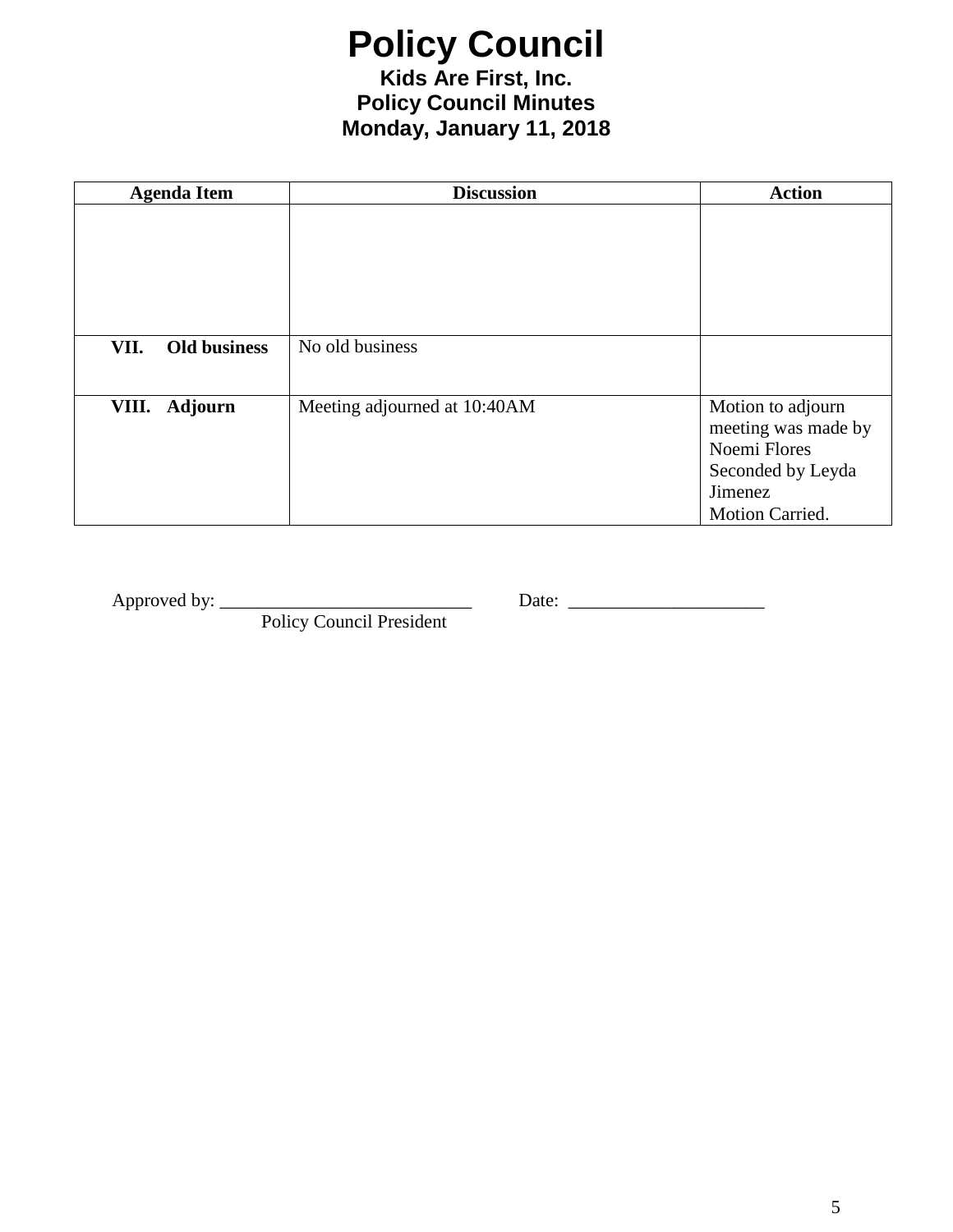# Policy Council

**Kids Are First, Inc.**
**Policy Council Minutes**
**Monday, January 11, 2018**

| Agenda Item | Discussion | Action |
|---|---|---|
| | | |
| **VII. Old business** | No old business | |
| **VIII. Adjourn** | Meeting adjourned at 10:40AM | Motion to adjourn meeting was made by Noemi Flores Seconded by Leyda Jimenez Motion Carried. |

Approved by: ____________________________ Date: _____________________
Policy Council President